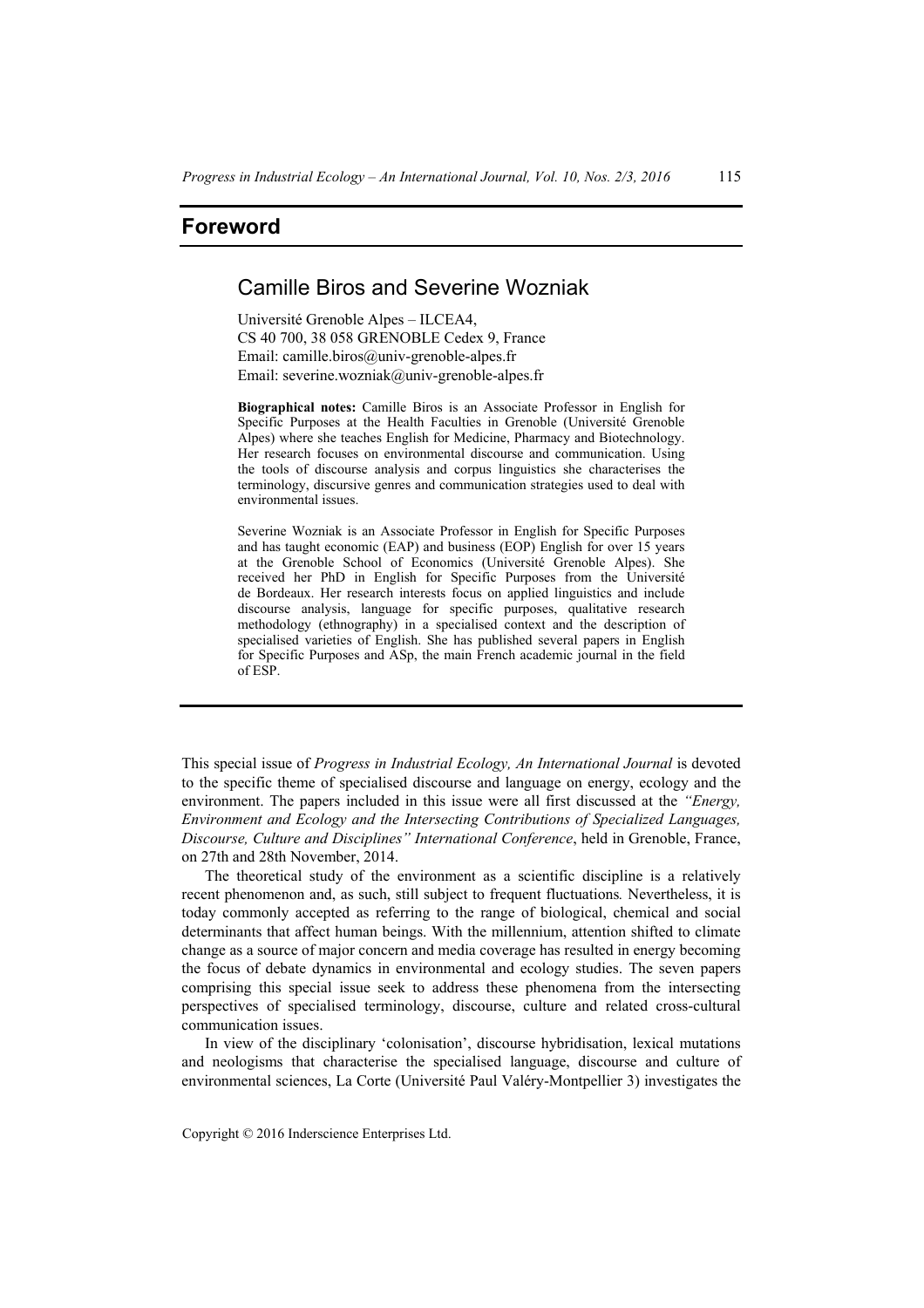# Foreword

## Camille Biros and Severine Wozniak

Université Grenoble Alpes – ILCEA4,
CS 40 700, 38 058 GRENOBLE Cedex 9, France
Email: camille.biros@univ-grenoble-alpes.fr
Email: severine.wozniak@univ-grenoble-alpes.fr

**Biographical notes:** Camille Biros is an Associate Professor in English for Specific Purposes at the Health Faculties in Grenoble (Université Grenoble Alpes) where she teaches English for Medicine, Pharmacy and Biotechnology. Her research focuses on environmental discourse and communication. Using the tools of discourse analysis and corpus linguistics she characterises the terminology, discursive genres and communication strategies used to deal with environmental issues.

Severine Wozniak is an Associate Professor in English for Specific Purposes and has taught economic (EAP) and business (EOP) English for over 15 years at the Grenoble School of Economics (Université Grenoble Alpes). She received her PhD in English for Specific Purposes from the Université de Bordeaux. Her research interests focus on applied linguistics and include discourse analysis, language for specific purposes, qualitative research methodology (ethnography) in a specialised context and the description of specialised varieties of English. She has published several papers in English for Specific Purposes and ASp, the main French academic journal in the field of ESP.

This special issue of *Progress in Industrial Ecology, An International Journal* is devoted to the specific theme of specialised discourse and language on energy, ecology and the environment. The papers included in this issue were all first discussed at the *"Energy, Environment and Ecology and the Intersecting Contributions of Specialized Languages, Discourse, Culture and Disciplines" International Conference*, held in Grenoble, France, on 27th and 28th November, 2014.

The theoretical study of the environment as a scientific discipline is a relatively recent phenomenon and, as such, still subject to frequent fluctuations. Nevertheless, it is today commonly accepted as referring to the range of biological, chemical and social determinants that affect human beings. With the millennium, attention shifted to climate change as a source of major concern and media coverage has resulted in energy becoming the focus of debate dynamics in environmental and ecology studies. The seven papers comprising this special issue seek to address these phenomena from the intersecting perspectives of specialised terminology, discourse, culture and related cross-cultural communication issues.

In view of the disciplinary 'colonisation', discourse hybridisation, lexical mutations and neologisms that characterise the specialised language, discourse and culture of environmental sciences, La Corte (Université Paul Valéry-Montpellier 3) investigates the

Copyright © 2016 Inderscience Enterprises Ltd.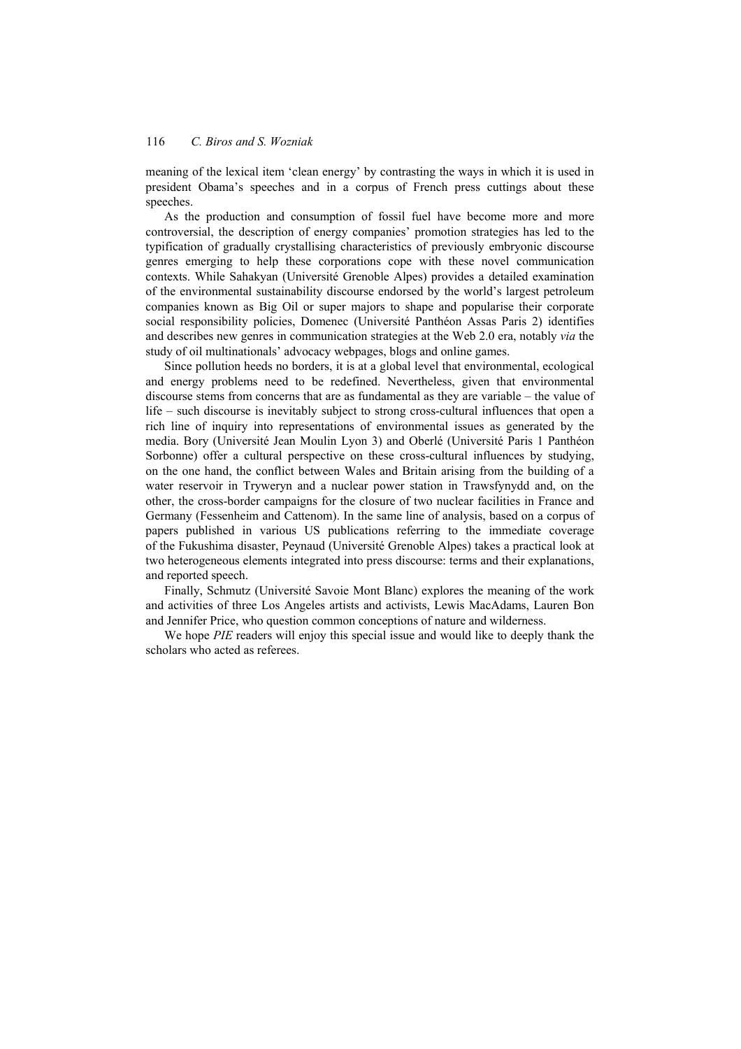meaning of the lexical item 'clean energy' by contrasting the ways in which it is used in president Obama's speeches and in a corpus of French press cuttings about these speeches.

As the production and consumption of fossil fuel have become more and more controversial, the description of energy companies' promotion strategies has led to the typification of gradually crystallising characteristics of previously embryonic discourse genres emerging to help these corporations cope with these novel communication contexts. While Sahakyan (Université Grenoble Alpes) provides a detailed examination of the environmental sustainability discourse endorsed by the world's largest petroleum companies known as Big Oil or super majors to shape and popularise their corporate social responsibility policies, Domenec (Université Panthéon Assas Paris 2) identifies and describes new genres in communication strategies at the Web 2.0 era, notably *via* the study of oil multinationals' advocacy webpages, blogs and online games.

Since pollution heeds no borders, it is at a global level that environmental, ecological and energy problems need to be redefined. Nevertheless, given that environmental discourse stems from concerns that are as fundamental as they are variable – the value of life – such discourse is inevitably subject to strong cross-cultural influences that open a rich line of inquiry into representations of environmental issues as generated by the media. Bory (Université Jean Moulin Lyon 3) and Oberlé (Université Paris 1 Panthéon Sorbonne) offer a cultural perspective on these cross-cultural influences by studying, on the one hand, the conflict between Wales and Britain arising from the building of a water reservoir in Tryweryn and a nuclear power station in Trawsfynydd and, on the other, the cross-border campaigns for the closure of two nuclear facilities in France and Germany (Fessenheim and Cattenom). In the same line of analysis, based on a corpus of papers published in various US publications referring to the immediate coverage of the Fukushima disaster, Peynaud (Université Grenoble Alpes) takes a practical look at two heterogeneous elements integrated into press discourse: terms and their explanations, and reported speech.

Finally, Schmutz (Université Savoie Mont Blanc) explores the meaning of the work and activities of three Los Angeles artists and activists, Lewis MacAdams, Lauren Bon and Jennifer Price, who question common conceptions of nature and wilderness.

We hope *PIE* readers will enjoy this special issue and would like to deeply thank the scholars who acted as referees.